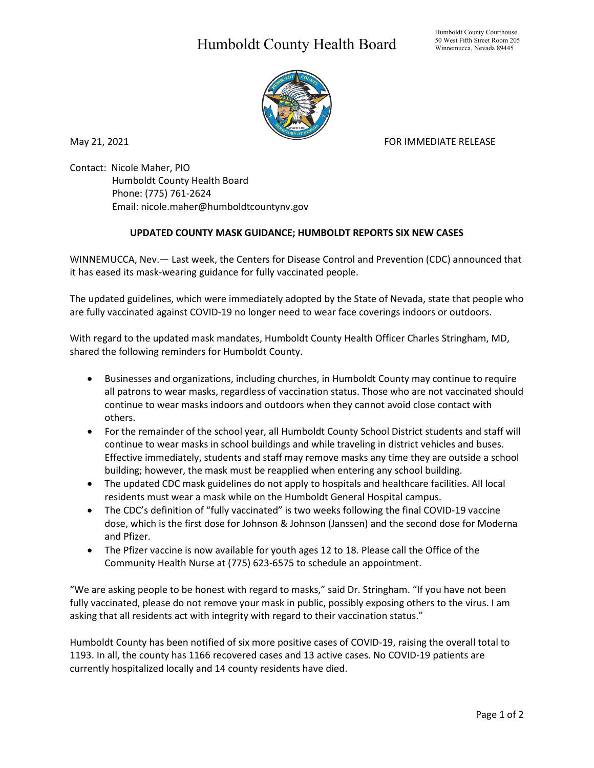# Humboldt County Health Board

Humboldt County Courthouse
50 West Fifth Street Room 205
Winnemucca, Nevada 89445

May 21, 2021

FOR IMMEDIATE RELEASE

Contact: Nicole Maher, PIO
Humboldt County Health Board
Phone: (775) 761-2624
Email: nicole.maher@humboldtcountynv.gov

**UPDATED COUNTY MASK GUIDANCE; HUMBOLDT REPORTS SIX NEW CASES**

WINNEMUCCA, Nev.— Last week, the Centers for Disease Control and Prevention (CDC) announced that it has eased its mask-wearing guidance for fully vaccinated people.

The updated guidelines, which were immediately adopted by the State of Nevada, state that people who are fully vaccinated against COVID-19 no longer need to wear face coverings indoors or outdoors.

With regard to the updated mask mandates, Humboldt County Health Officer Charles Stringham, MD, shared the following reminders for Humboldt County.

- Businesses and organizations, including churches, in Humboldt County may continue to require all patrons to wear masks, regardless of vaccination status. Those who are not vaccinated should continue to wear masks indoors and outdoors when they cannot avoid close contact with others.
- For the remainder of the school year, all Humboldt County School District students and staff will continue to wear masks in school buildings and while traveling in district vehicles and buses. Effective immediately, students and staff may remove masks any time they are outside a school building; however, the mask must be reapplied when entering any school building.
- The updated CDC mask guidelines do not apply to hospitals and healthcare facilities. All local residents must wear a mask while on the Humboldt General Hospital campus.
- The CDC's definition of "fully vaccinated" is two weeks following the final COVID-19 vaccine dose, which is the first dose for Johnson & Johnson (Janssen) and the second dose for Moderna and Pfizer.
- The Pfizer vaccine is now available for youth ages 12 to 18. Please call the Office of the Community Health Nurse at (775) 623-6575 to schedule an appointment.

"We are asking people to be honest with regard to masks," said Dr. Stringham. "If you have not been fully vaccinated, please do not remove your mask in public, possibly exposing others to the virus. I am asking that all residents act with integrity with regard to their vaccination status."

Humboldt County has been notified of six more positive cases of COVID-19, raising the overall total to 1193. In all, the county has 1166 recovered cases and 13 active cases. No COVID-19 patients are currently hospitalized locally and 14 county residents have died.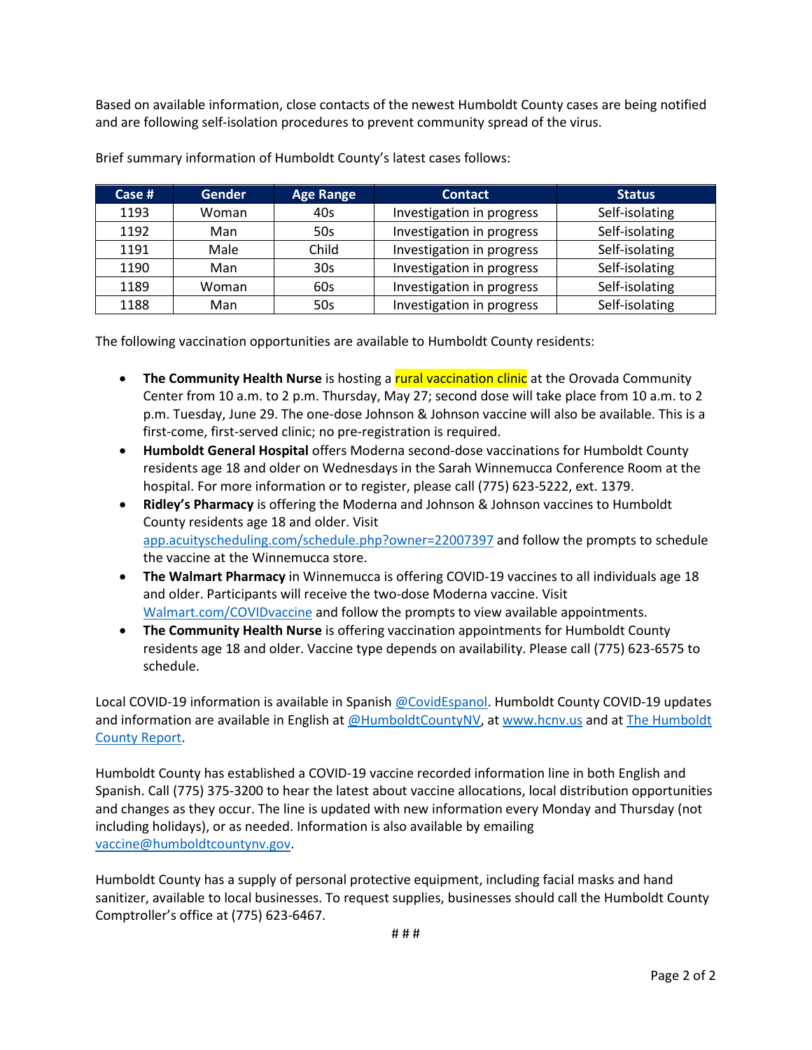Based on available information, close contacts of the newest Humboldt County cases are being notified and are following self-isolation procedures to prevent community spread of the virus.

Brief summary information of Humboldt County's latest cases follows:

| Case # | Gender | Age Range | Contact | Status |
|---|---|---|---|---|
| 1193 | Woman | 40s | Investigation in progress | Self-isolating |
| 1192 | Man | 50s | Investigation in progress | Self-isolating |
| 1191 | Male | Child | Investigation in progress | Self-isolating |
| 1190 | Man | 30s | Investigation in progress | Self-isolating |
| 1189 | Woman | 60s | Investigation in progress | Self-isolating |
| 1188 | Man | 50s | Investigation in progress | Self-isolating |

The following vaccination opportunities are available to Humboldt County residents:

- **The Community Health Nurse** is hosting a rural vaccination clinic at the Orovada Community Center from 10 a.m. to 2 p.m. Thursday, May 27; second dose will take place from 10 a.m. to 2 p.m. Tuesday, June 29. The one-dose Johnson & Johnson vaccine will also be available. This is a first-come, first-served clinic; no pre-registration is required.
- **Humboldt General Hospital** offers Moderna second-dose vaccinations for Humboldt County residents age 18 and older on Wednesdays in the Sarah Winnemucca Conference Room at the hospital. For more information or to register, please call (775) 623-5222, ext. 1379.
- **Ridley's Pharmacy** is offering the Moderna and Johnson & Johnson vaccines to Humboldt County residents age 18 and older. Visit app.acuityscheduling.com/schedule.php?owner=22007397 and follow the prompts to schedule the vaccine at the Winnemucca store.
- **The Walmart Pharmacy** in Winnemucca is offering COVID-19 vaccines to all individuals age 18 and older. Participants will receive the two-dose Moderna vaccine. Visit Walmart.com/COVIDvaccine and follow the prompts to view available appointments.
- **The Community Health Nurse** is offering vaccination appointments for Humboldt County residents age 18 and older. Vaccine type depends on availability. Please call (775) 623-6575 to schedule.

Local COVID-19 information is available in Spanish @CovidEspanol. Humboldt County COVID-19 updates and information are available in English at @HumboldtCountyNV, at www.hcnv.us and at The Humboldt County Report.

Humboldt County has established a COVID-19 vaccine recorded information line in both English and Spanish. Call (775) 375-3200 to hear the latest about vaccine allocations, local distribution opportunities and changes as they occur. The line is updated with new information every Monday and Thursday (not including holidays), or as needed. Information is also available by emailing vaccine@humboldtcountynv.gov.

Humboldt County has a supply of personal protective equipment, including facial masks and hand sanitizer, available to local businesses. To request supplies, businesses should call the Humboldt County Comptroller's office at (775) 623-6467.

# # #